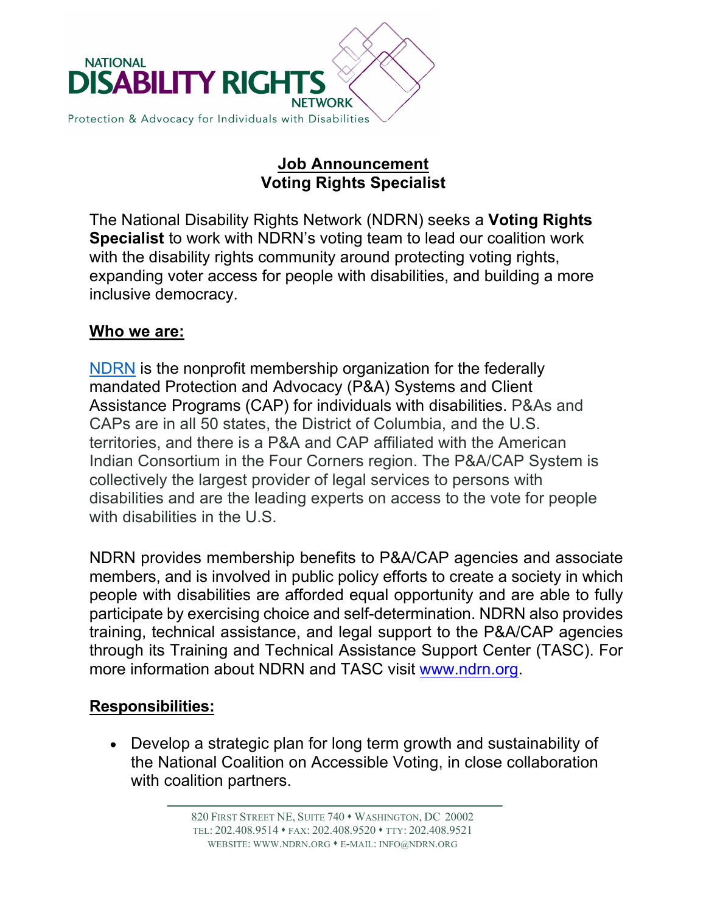NATIONAL
DISABILITY RIGHTS
NETWORK
Protection & Advocacy for Individuals with Disabilities

# Job Announcement
## Voting Rights Specialist

The National Disability Rights Network (NDRN) seeks a **Voting Rights Specialist** to work with NDRN's voting team to lead our coalition work with the disability rights community around protecting voting rights, expanding voter access for people with disabilities, and building a more inclusive democracy.

## Who we are:

NDRN is the nonprofit membership organization for the federally mandated Protection and Advocacy (P&A) Systems and Client Assistance Programs (CAP) for individuals with disabilities. P&As and CAPs are in all 50 states, the District of Columbia, and the U.S. territories, and there is a P&A and CAP affiliated with the American Indian Consortium in the Four Corners region. The P&A/CAP System is collectively the largest provider of legal services to persons with disabilities and are the leading experts on access to the vote for people with disabilities in the U.S.

NDRN provides membership benefits to P&A/CAP agencies and associate members, and is involved in public policy efforts to create a society in which people with disabilities are afforded equal opportunity and are able to fully participate by exercising choice and self-determination. NDRN also provides training, technical assistance, and legal support to the P&A/CAP agencies through its Training and Technical Assistance Support Center (TASC). For more information about NDRN and TASC visit www.ndrn.org.

## Responsibilities:

- Develop a strategic plan for long term growth and sustainability of the National Coalition on Accessible Voting, in close collaboration with coalition partners.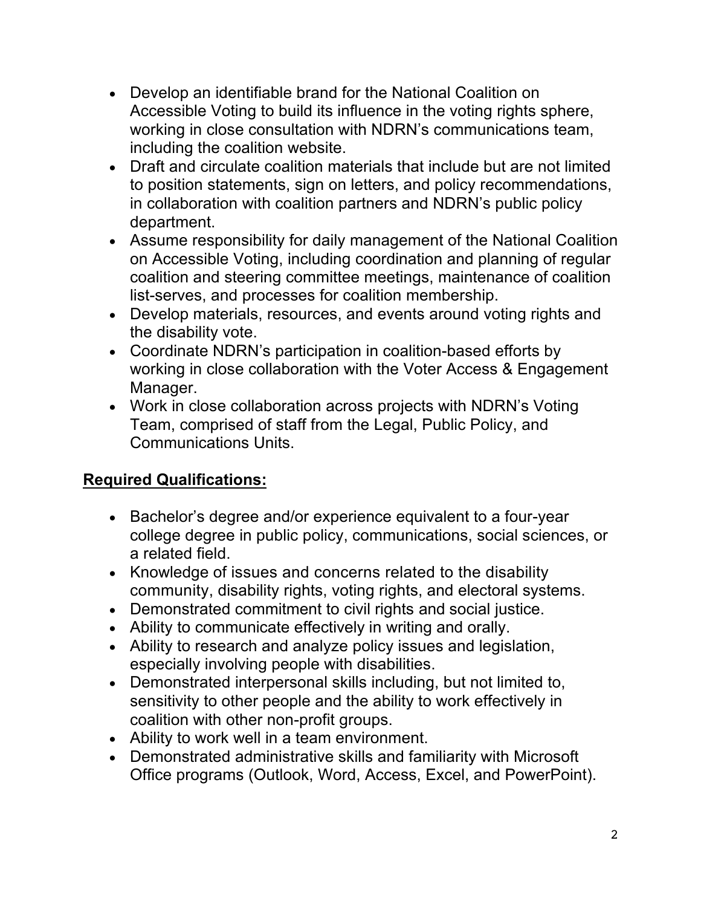- Develop an identifiable brand for the National Coalition on Accessible Voting to build its influence in the voting rights sphere, working in close consultation with NDRN's communications team, including the coalition website.
- Draft and circulate coalition materials that include but are not limited to position statements, sign on letters, and policy recommendations, in collaboration with coalition partners and NDRN's public policy department.
- Assume responsibility for daily management of the National Coalition on Accessible Voting, including coordination and planning of regular coalition and steering committee meetings, maintenance of coalition list-serves, and processes for coalition membership.
- Develop materials, resources, and events around voting rights and the disability vote.
- Coordinate NDRN's participation in coalition-based efforts by working in close collaboration with the Voter Access & Engagement Manager.
- Work in close collaboration across projects with NDRN's Voting Team, comprised of staff from the Legal, Public Policy, and Communications Units.

## Required Qualifications:

- Bachelor's degree and/or experience equivalent to a four-year college degree in public policy, communications, social sciences, or a related field.
- Knowledge of issues and concerns related to the disability community, disability rights, voting rights, and electoral systems.
- Demonstrated commitment to civil rights and social justice.
- Ability to communicate effectively in writing and orally.
- Ability to research and analyze policy issues and legislation, especially involving people with disabilities.
- Demonstrated interpersonal skills including, but not limited to, sensitivity to other people and the ability to work effectively in coalition with other non-profit groups.
- Ability to work well in a team environment.
- Demonstrated administrative skills and familiarity with Microsoft Office programs (Outlook, Word, Access, Excel, and PowerPoint).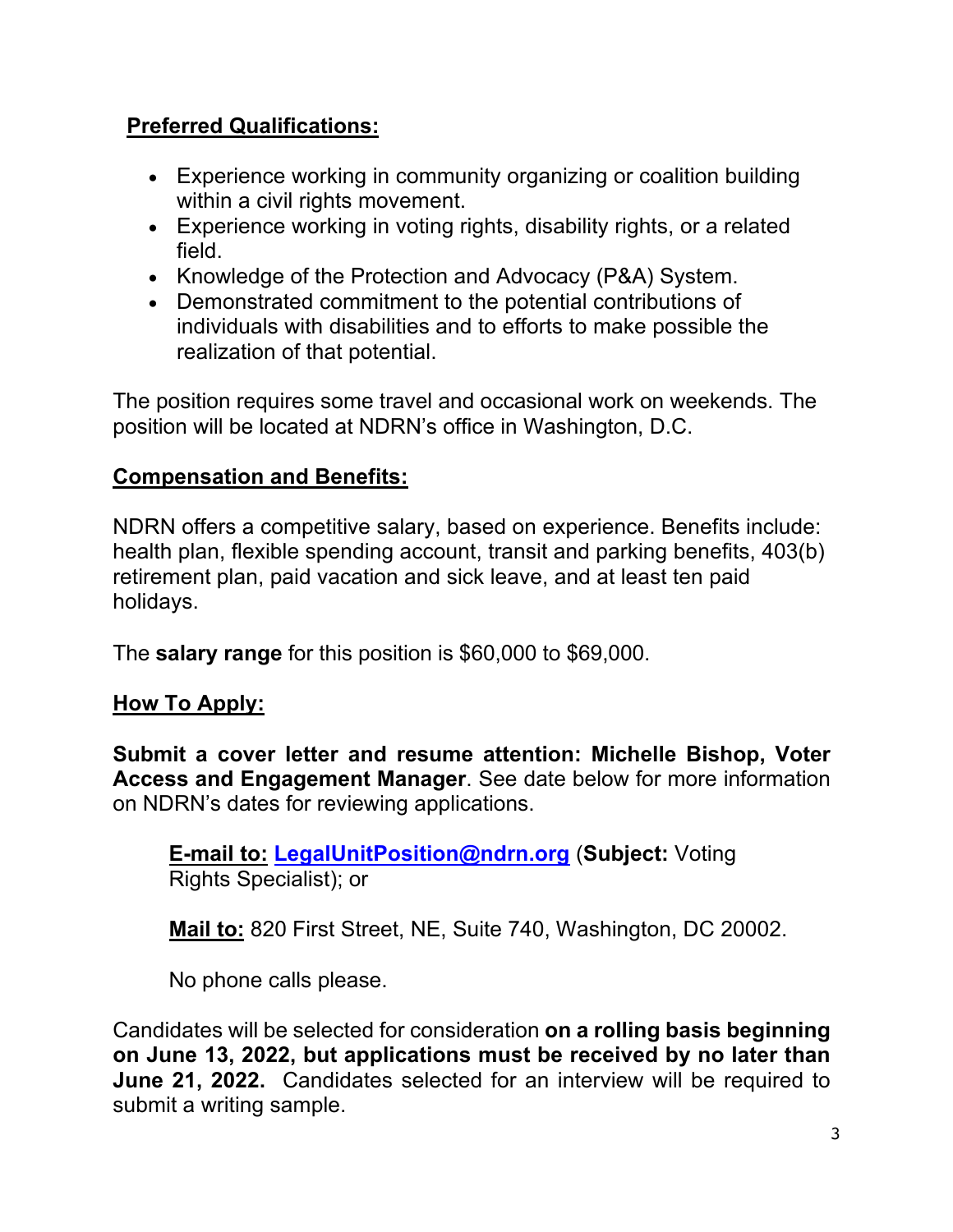**Preferred Qualifications:**

- Experience working in community organizing or coalition building within a civil rights movement.
- Experience working in voting rights, disability rights, or a related field.
- Knowledge of the Protection and Advocacy (P&A) System.
- Demonstrated commitment to the potential contributions of individuals with disabilities and to efforts to make possible the realization of that potential.

The position requires some travel and occasional work on weekends. The position will be located at NDRN's office in Washington, D.C.

**Compensation and Benefits:**

NDRN offers a competitive salary, based on experience. Benefits include: health plan, flexible spending account, transit and parking benefits, 403(b) retirement plan, paid vacation and sick leave, and at least ten paid holidays.

The **salary range** for this position is $60,000 to $69,000.

**How To Apply:**

**Submit a cover letter and resume attention: Michelle Bishop, Voter Access and Engagement Manager**. See date below for more information on NDRN's dates for reviewing applications.

> **E-mail to:** LegalUnitPosition@ndrn.org (**Subject:** Voting Rights Specialist); or
>
> **Mail to:** 820 First Street, NE, Suite 740, Washington, DC 20002.
>
> No phone calls please.

Candidates will be selected for consideration **on a rolling basis beginning on June 13, 2022, but applications must be received by no later than June 21, 2022.** Candidates selected for an interview will be required to submit a writing sample.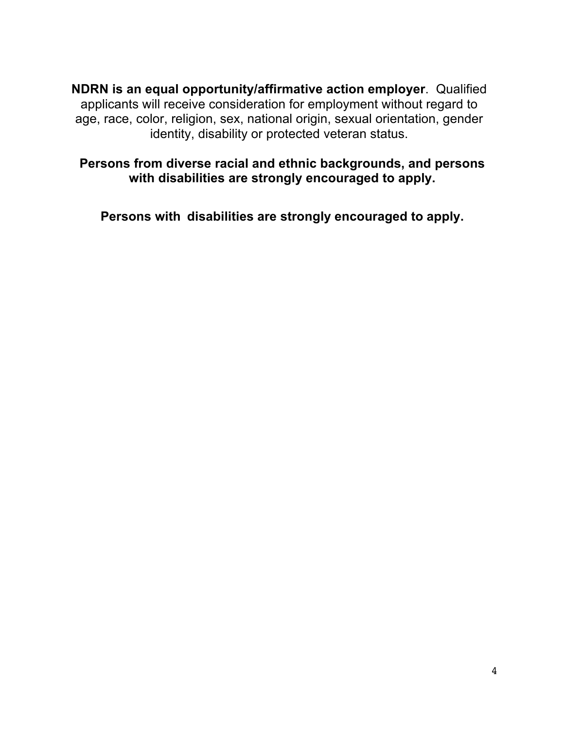**NDRN is an equal opportunity/affirmative action employer**. Qualified applicants will receive consideration for employment without regard to age, race, color, religion, sex, national origin, sexual orientation, gender identity, disability or protected veteran status.

**Persons from diverse racial and ethnic backgrounds, and persons with disabilities are strongly encouraged to apply.**

**Persons with disabilities are strongly encouraged to apply.**